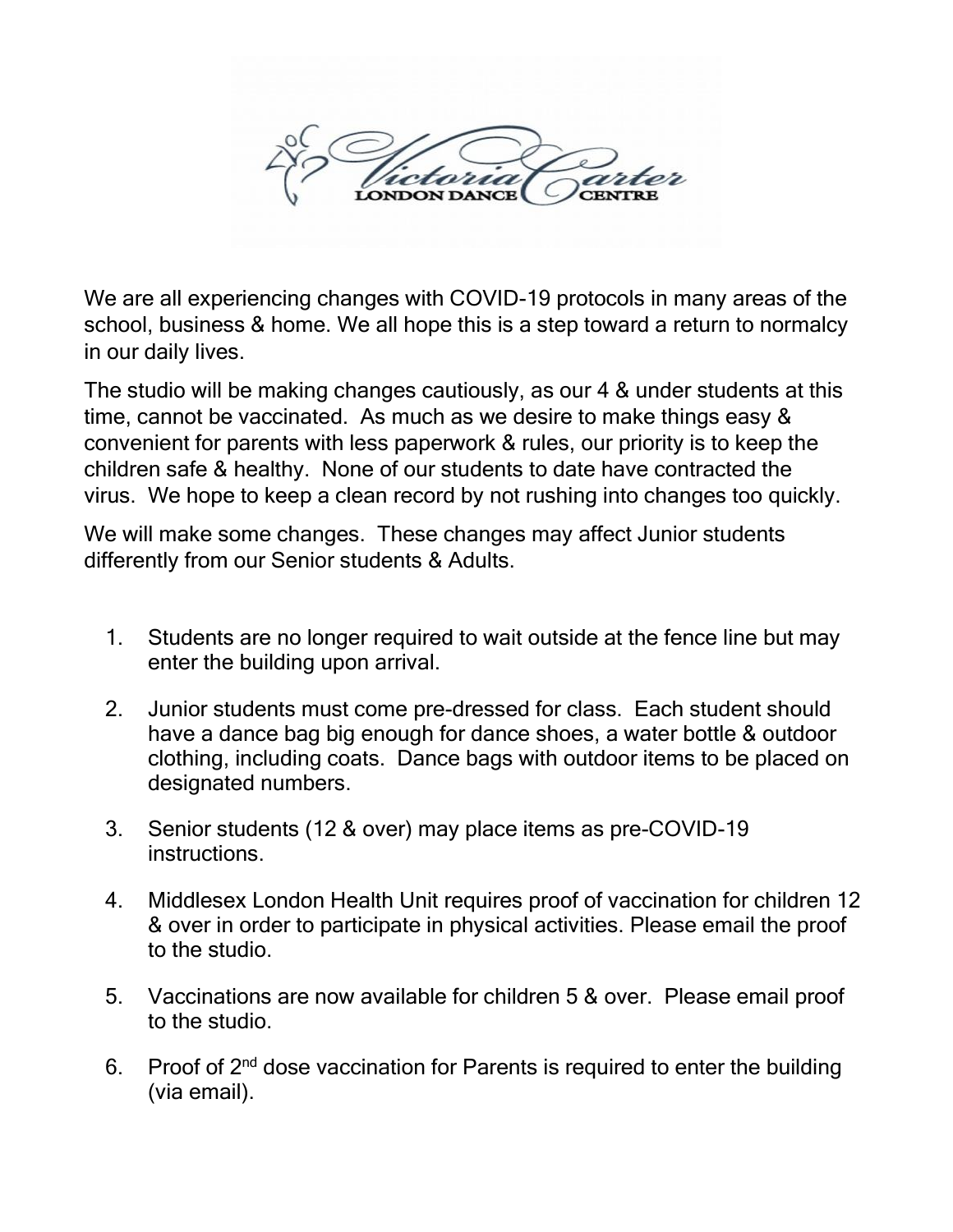Victoria Carter London Dance Centre

We are all experiencing changes with COVID-19 protocols in many areas of the school, business & home. We all hope this is a step toward a return to normalcy in our daily lives.

The studio will be making changes cautiously, as our 4 & under students at this time, cannot be vaccinated. As much as we desire to make things easy & convenient for parents with less paperwork & rules, our priority is to keep the children safe & healthy. None of our students to date have contracted the virus. We hope to keep a clean record by not rushing into changes too quickly.

We will make some changes. These changes may affect Junior students differently from our Senior students & Adults.

1. Students are no longer required to wait outside at the fence line but may enter the building upon arrival.
2. Junior students must come pre-dressed for class. Each student should have a dance bag big enough for dance shoes, a water bottle & outdoor clothing, including coats. Dance bags with outdoor items to be placed on designated numbers.
3. Senior students (12 & over) may place items as pre-COVID-19 instructions.
4. Middlesex London Health Unit requires proof of vaccination for children 12 & over in order to participate in physical activities. Please email the proof to the studio.
5. Vaccinations are now available for children 5 & over. Please email proof to the studio.
6. Proof of 2nd dose vaccination for Parents is required to enter the building (via email).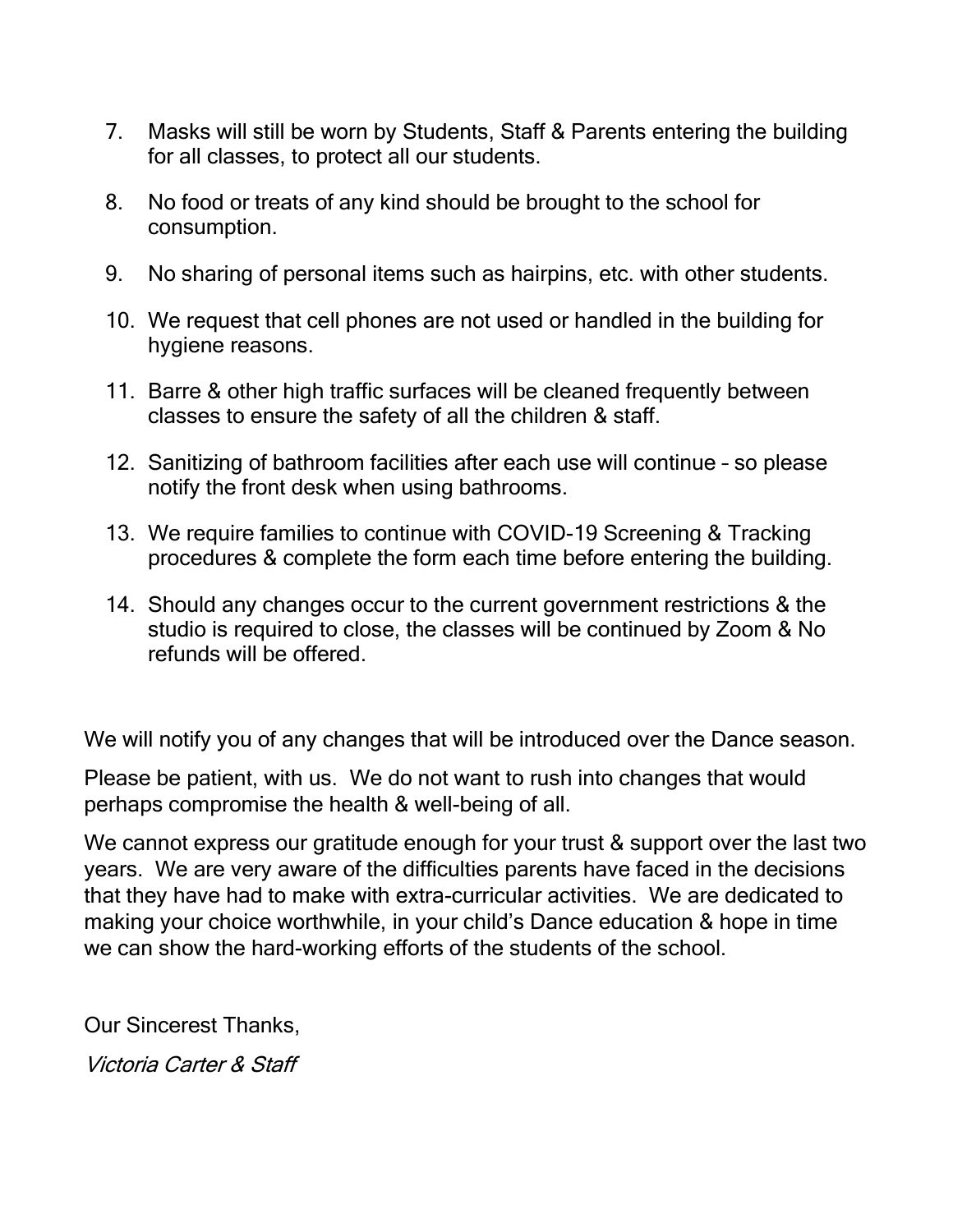7. Masks will still be worn by Students, Staff & Parents entering the building for all classes, to protect all our students.
8. No food or treats of any kind should be brought to the school for consumption.
9. No sharing of personal items such as hairpins, etc. with other students.
10. We request that cell phones are not used or handled in the building for hygiene reasons.
11. Barre & other high traffic surfaces will be cleaned frequently between classes to ensure the safety of all the children & staff.
12. Sanitizing of bathroom facilities after each use will continue – so please notify the front desk when using bathrooms.
13. We require families to continue with COVID-19 Screening & Tracking procedures & complete the form each time before entering the building.
14. Should any changes occur to the current government restrictions & the studio is required to close, the classes will be continued by Zoom & No refunds will be offered.

We will notify you of any changes that will be introduced over the Dance season.

Please be patient, with us. We do not want to rush into changes that would perhaps compromise the health & well-being of all.

We cannot express our gratitude enough for your trust & support over the last two years. We are very aware of the difficulties parents have faced in the decisions that they have had to make with extra-curricular activities. We are dedicated to making your choice worthwhile, in your child's Dance education & hope in time we can show the hard-working efforts of the students of the school.

Our Sincerest Thanks,

*Victoria Carter & Staff*